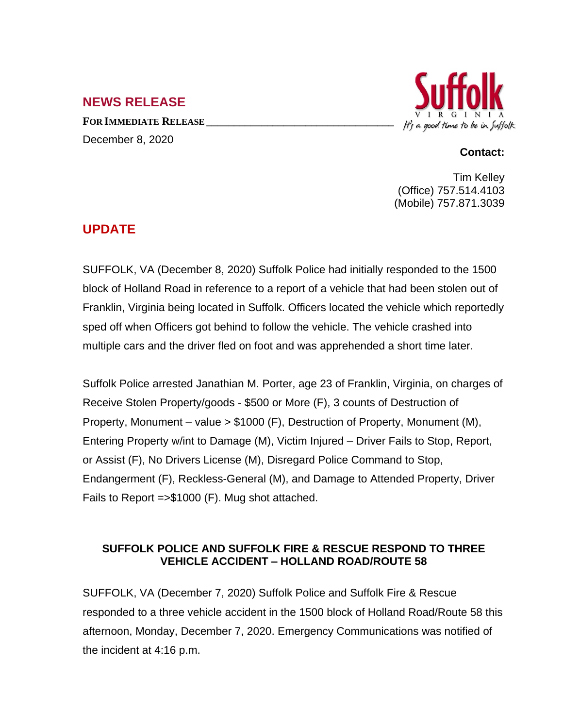## NEWS RELEASE

**FOR IMMEDIATE RELEASE** ___________________________________

December 8, 2020

Suffolk
VIRGINIA
*It's a good time to be in Suffolk*

**Contact:**

Tim Kelley
(Office) 757.514.4103
(Mobile) 757.871.3039

## UPDATE

SUFFOLK, VA (December 8, 2020) Suffolk Police had initially responded to the 1500 block of Holland Road in reference to a report of a vehicle that had been stolen out of Franklin, Virginia being located in Suffolk. Officers located the vehicle which reportedly sped off when Officers got behind to follow the vehicle. The vehicle crashed into multiple cars and the driver fled on foot and was apprehended a short time later.

Suffolk Police arrested Janathian M. Porter, age 23 of Franklin, Virginia, on charges of Receive Stolen Property/goods - $500 or More (F), 3 counts of Destruction of Property, Monument – value > $1000 (F), Destruction of Property, Monument (M), Entering Property w/int to Damage (M), Victim Injured – Driver Fails to Stop, Report, or Assist (F), No Drivers License (M), Disregard Police Command to Stop, Endangerment (F), Reckless-General (M), and Damage to Attended Property, Driver Fails to Report =>$1000 (F). Mug shot attached.

### SUFFOLK POLICE AND SUFFOLK FIRE & RESCUE RESPOND TO THREE VEHICLE ACCIDENT – HOLLAND ROAD/ROUTE 58

SUFFOLK, VA (December 7, 2020) Suffolk Police and Suffolk Fire & Rescue responded to a three vehicle accident in the 1500 block of Holland Road/Route 58 this afternoon, Monday, December 7, 2020. Emergency Communications was notified of the incident at 4:16 p.m.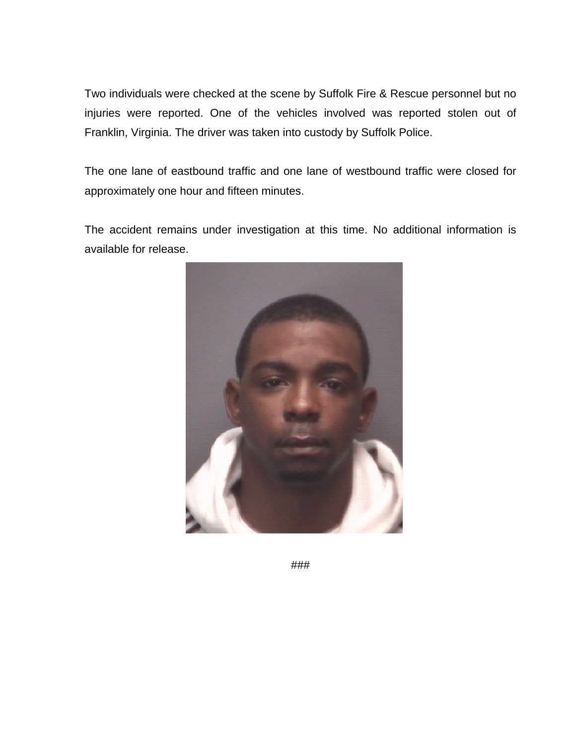Two individuals were checked at the scene by Suffolk Fire & Rescue personnel but no injuries were reported. One of the vehicles involved was reported stolen out of Franklin, Virginia. The driver was taken into custody by Suffolk Police.

The one lane of eastbound traffic and one lane of westbound traffic were closed for approximately one hour and fifteen minutes.

The accident remains under investigation at this time. No additional information is available for release.

###